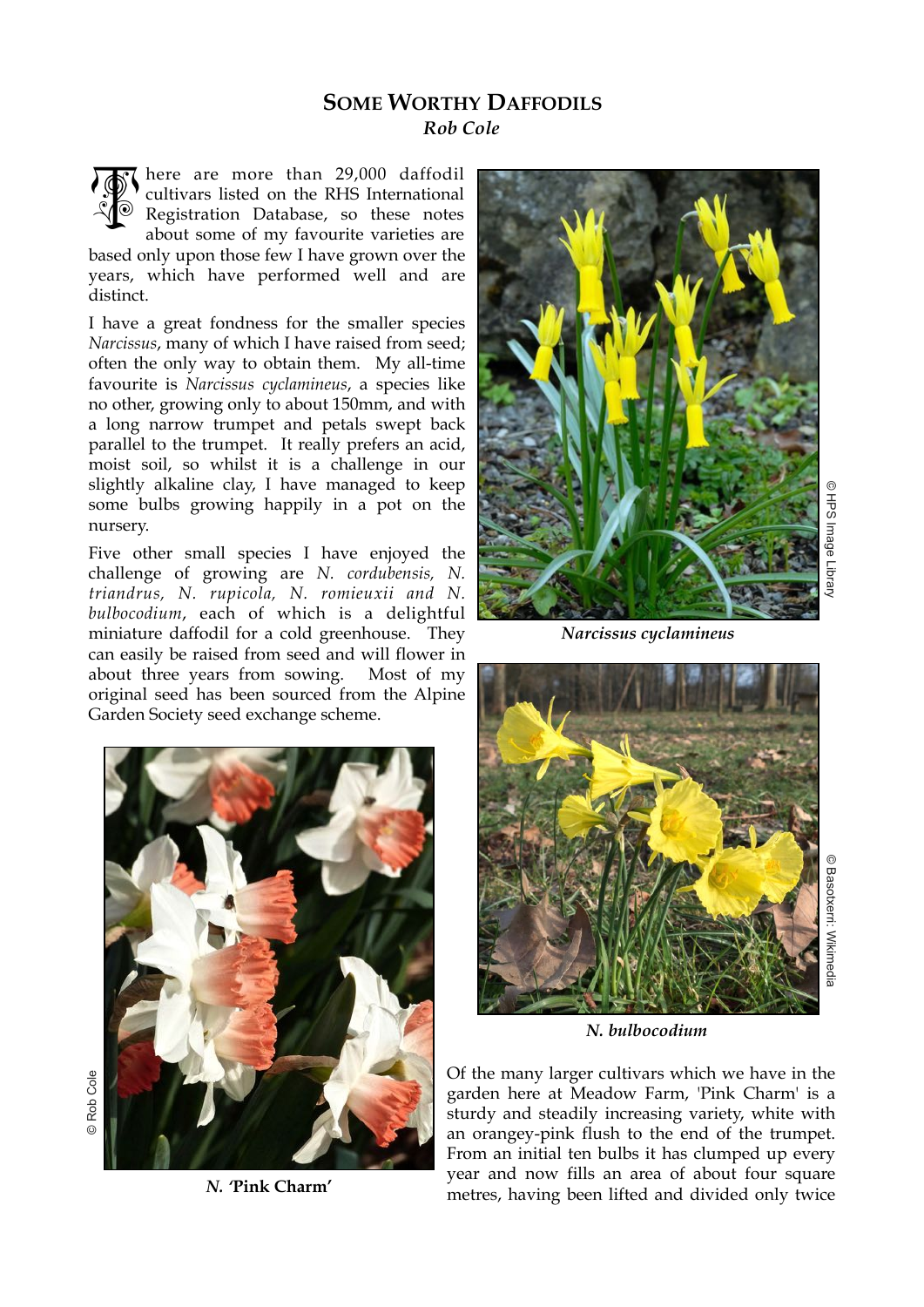# Some Worthy Daffodils

***Rob Cole***

There are more than 29,000 daffodil cultivars listed on the RHS International Registration Database, so these notes about some of my favourite varieties are based only upon those few I have grown over the years, which have performed well and are distinct.

I have a great fondness for the smaller species *Narcissus*, many of which I have raised from seed; often the only way to obtain them. My all-time favourite is *Narcissus cyclamineus*, a species like no other, growing only to about 150mm, and with a long narrow trumpet and petals swept back parallel to the trumpet. It really prefers an acid, moist soil, so whilst it is a challenge in our slightly alkaline clay, I have managed to keep some bulbs growing happily in a pot on the nursery.

Five other small species I have enjoyed the challenge of growing are *N. cordubensis, N. triandrus, N. rupicola, N. romieuxii and N. bulbocodium*, each of which is a delightful miniature daffodil for a cold greenhouse. They can easily be raised from seed and will flower in about three years from sowing. Most of my original seed has been sourced from the Alpine Garden Society seed exchange scheme.

© HPS Image Library

***Narcissus cyclamineus***

© Basotxerri: Wikimedia

***N. bulbocodium***

© Rob Cole

***N. 'Pink Charm'***

Of the many larger cultivars which we have in the garden here at Meadow Farm, 'Pink Charm' is a sturdy and steadily increasing variety, white with an orangey-pink flush to the end of the trumpet. From an initial ten bulbs it has clumped up every year and now fills an area of about four square metres, having been lifted and divided only twice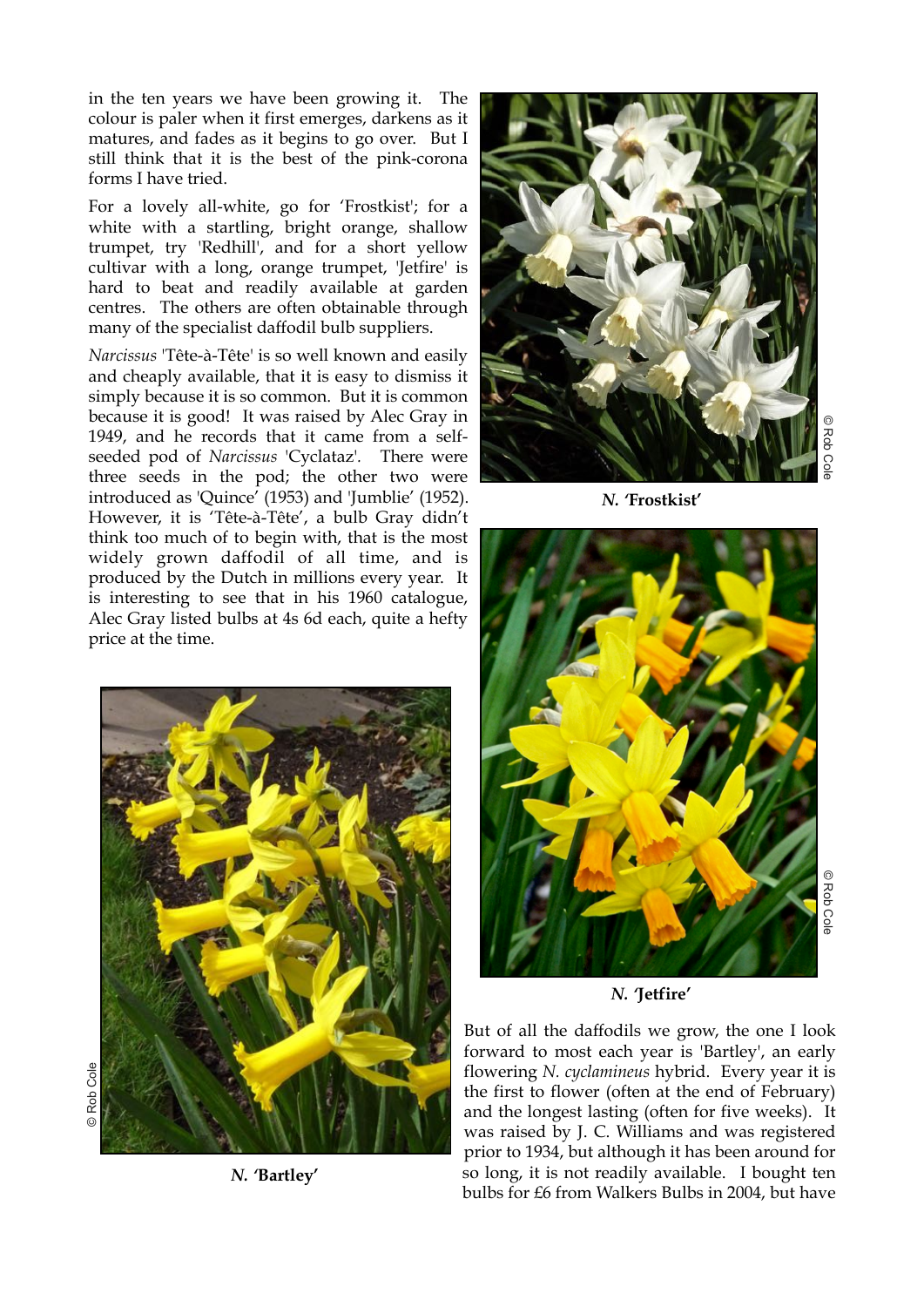in the ten years we have been growing it. The colour is paler when it first emerges, darkens as it matures, and fades as it begins to go over. But I still think that it is the best of the pink-corona forms I have tried.

For a lovely all-white, go for 'Frostkist'; for a white with a startling, bright orange, shallow trumpet, try 'Redhill', and for a short yellow cultivar with a long, orange trumpet, 'Jetfire' is hard to beat and readily available at garden centres. The others are often obtainable through many of the specialist daffodil bulb suppliers.

*Narcissus* 'Tête-à-Tête' is so well known and easily and cheaply available, that it is easy to dismiss it simply because it is so common. But it is common because it is good! It was raised by Alec Gray in 1949, and he records that it came from a self-seeded pod of *Narcissus* 'Cyclataz'. There were three seeds in the pod; the other two were introduced as 'Quince' (1953) and 'Jumblie' (1952). However, it is 'Tête-à-Tête', a bulb Gray didn't think too much of to begin with, that is the most widely grown daffodil of all time, and is produced by the Dutch in millions every year. It is interesting to see that in his 1960 catalogue, Alec Gray listed bulbs at 4s 6d each, quite a hefty price at the time.

© Rob Cole

***N.* 'Frostkist'**

© Rob Cole

***N.* 'Jetfire'**

© Rob Cole

***N.* 'Bartley'**

But of all the daffodils we grow, the one I look forward to most each year is 'Bartley', an early flowering *N. cyclamineus* hybrid. Every year it is the first to flower (often at the end of February) and the longest lasting (often for five weeks). It was raised by J. C. Williams and was registered prior to 1934, but although it has been around for so long, it is not readily available. I bought ten bulbs for £6 from Walkers Bulbs in 2004, but have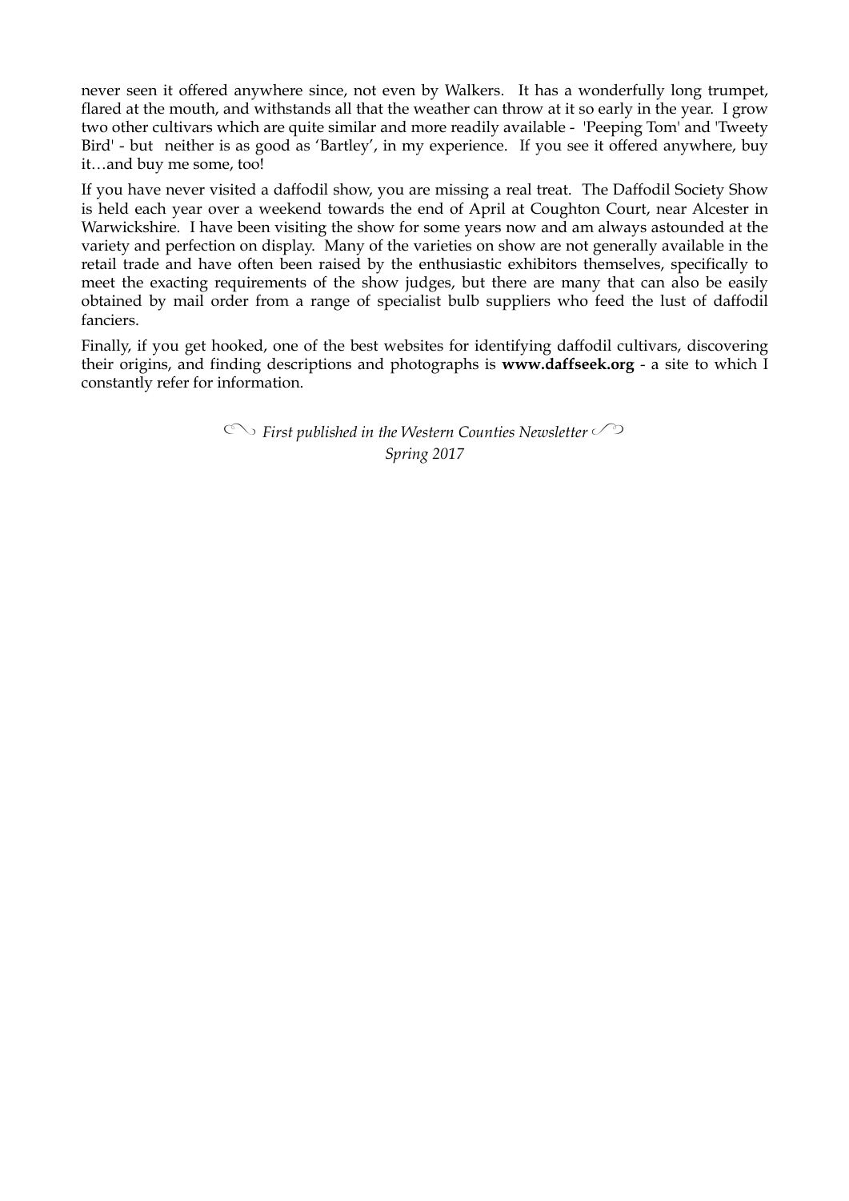never seen it offered anywhere since, not even by Walkers. It has a wonderfully long trumpet, flared at the mouth, and withstands all that the weather can throw at it so early in the year. I grow two other cultivars which are quite similar and more readily available - 'Peeping Tom' and 'Tweety Bird' - but neither is as good as 'Bartley', in my experience. If you see it offered anywhere, buy it…and buy me some, too!

If you have never visited a daffodil show, you are missing a real treat. The Daffodil Society Show is held each year over a weekend towards the end of April at Coughton Court, near Alcester in Warwickshire. I have been visiting the show for some years now and am always astounded at the variety and perfection on display. Many of the varieties on show are not generally available in the retail trade and have often been raised by the enthusiastic exhibitors themselves, specifically to meet the exacting requirements of the show judges, but there are many that can also be easily obtained by mail order from a range of specialist bulb suppliers who feed the lust of daffodil fanciers.

Finally, if you get hooked, one of the best websites for identifying daffodil cultivars, discovering their origins, and finding descriptions and photographs is **www.daffseek.org** - a site to which I constantly refer for information.

*First published in the Western Counties Newsletter*
*Spring 2017*